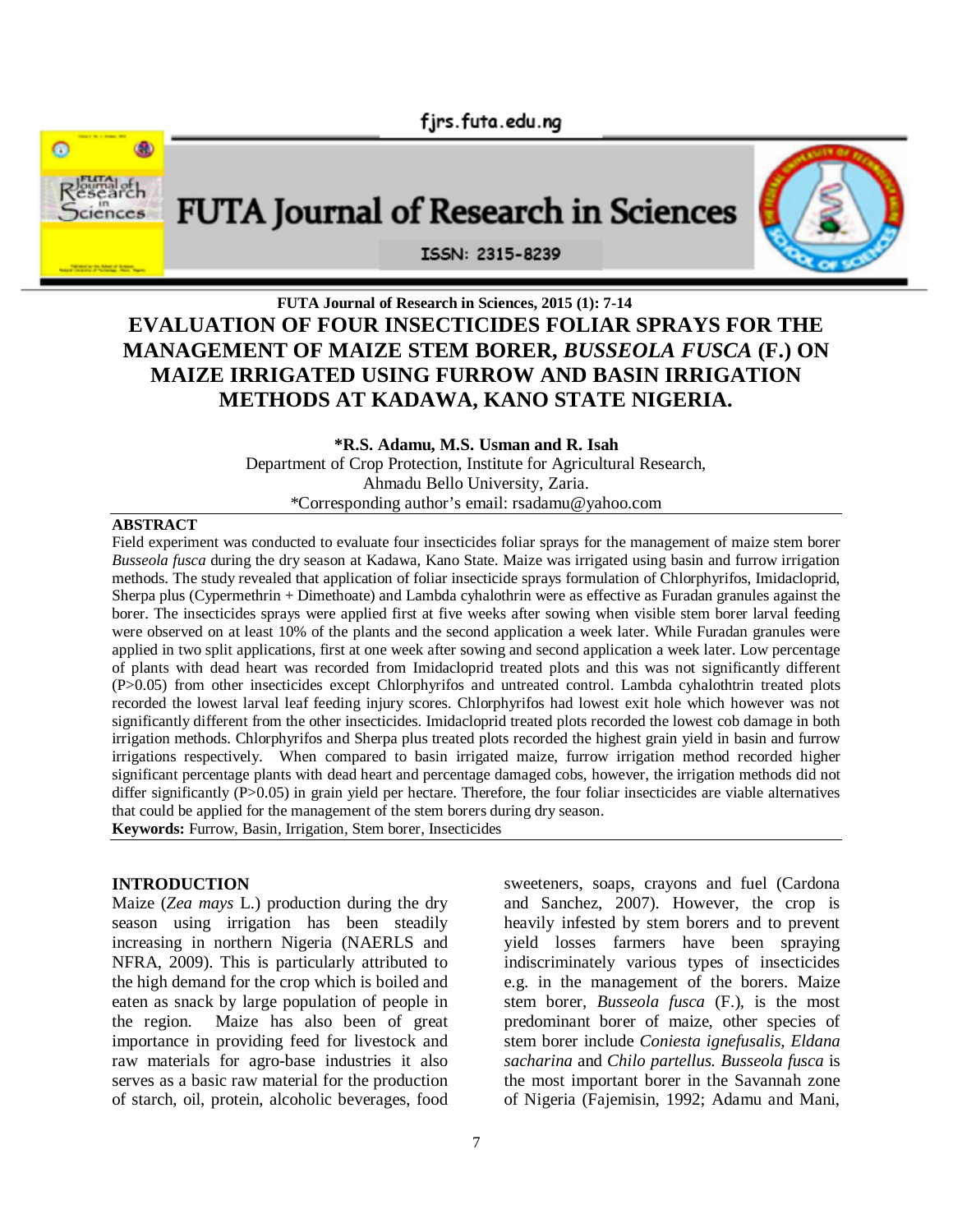# EVALUATION OF FOUR INSECTICIDES FOLIAR SPRAYS FOR THE MANAGEMENT OF MAIZE STEM BORER, *BUSSEOLA FUSCA* (F.) ON MAIZE IRRIGATED USING FURROW AND BASIN IRRIGATION METHODS AT KADAWA, KANO STATE NIGERIA.

**\*R.S. Adamu, M.S. Usman and R. Isah**

Department of Crop Protection, Institute for Agricultural Research,
Ahmadu Bello University, Zaria.
\*Corresponding author's email: rsadamu@yahoo.com

## ABSTRACT

Field experiment was conducted to evaluate four insecticides foliar sprays for the management of maize stem borer *Busseola fusca* during the dry season at Kadawa, Kano State. Maize was irrigated using basin and furrow irrigation methods. The study revealed that application of foliar insecticide sprays formulation of Chlorphyrifos, Imidacloprid, Sherpa plus (Cypermethrin + Dimethoate) and Lambda cyhalothrin were as effective as Furadan granules against the borer. The insecticides sprays were applied first at five weeks after sowing when visible stem borer larval feeding were observed on at least 10% of the plants and the second application a week later. While Furadan granules were applied in two split applications, first at one week after sowing and second application a week later. Low percentage of plants with dead heart was recorded from Imidacloprid treated plots and this was not significantly different (P>0.05) from other insecticides except Chlorphyrifos and untreated control. Lambda cyhalothtrin treated plots recorded the lowest larval leaf feeding injury scores. Chlorphyrifos had lowest exit hole which however was not significantly different from the other insecticides. Imidacloprid treated plots recorded the lowest cob damage in both irrigation methods. Chlorphyrifos and Sherpa plus treated plots recorded the highest grain yield in basin and furrow irrigations respectively. When compared to basin irrigated maize, furrow irrigation method recorded higher significant percentage plants with dead heart and percentage damaged cobs, however, the irrigation methods did not differ significantly (P>0.05) in grain yield per hectare. Therefore, the four foliar insecticides are viable alternatives that could be applied for the management of the stem borers during dry season.

**Keywords:** Furrow, Basin, Irrigation, Stem borer, Insecticides

## INTRODUCTION

Maize (*Zea mays* L.) production during the dry season using irrigation has been steadily increasing in northern Nigeria (NAERLS and NFRA, 2009). This is particularly attributed to the high demand for the crop which is boiled and eaten as snack by large population of people in the region. Maize has also been of great importance in providing feed for livestock and raw materials for agro-base industries it also serves as a basic raw material for the production of starch, oil, protein, alcoholic beverages, food sweeteners, soaps, crayons and fuel (Cardona and Sanchez, 2007). However, the crop is heavily infested by stem borers and to prevent yield losses farmers have been spraying indiscriminately various types of insecticides e.g. in the management of the borers. Maize stem borer, *Busseola fusca* (F.), is the most predominant borer of maize, other species of stem borer include *Coniesta ignefusalis, Eldana sacharina* and *Chilo partellus. Busseola fusca* is the most important borer in the Savannah zone of Nigeria (Fajemisin, 1992; Adamu and Mani,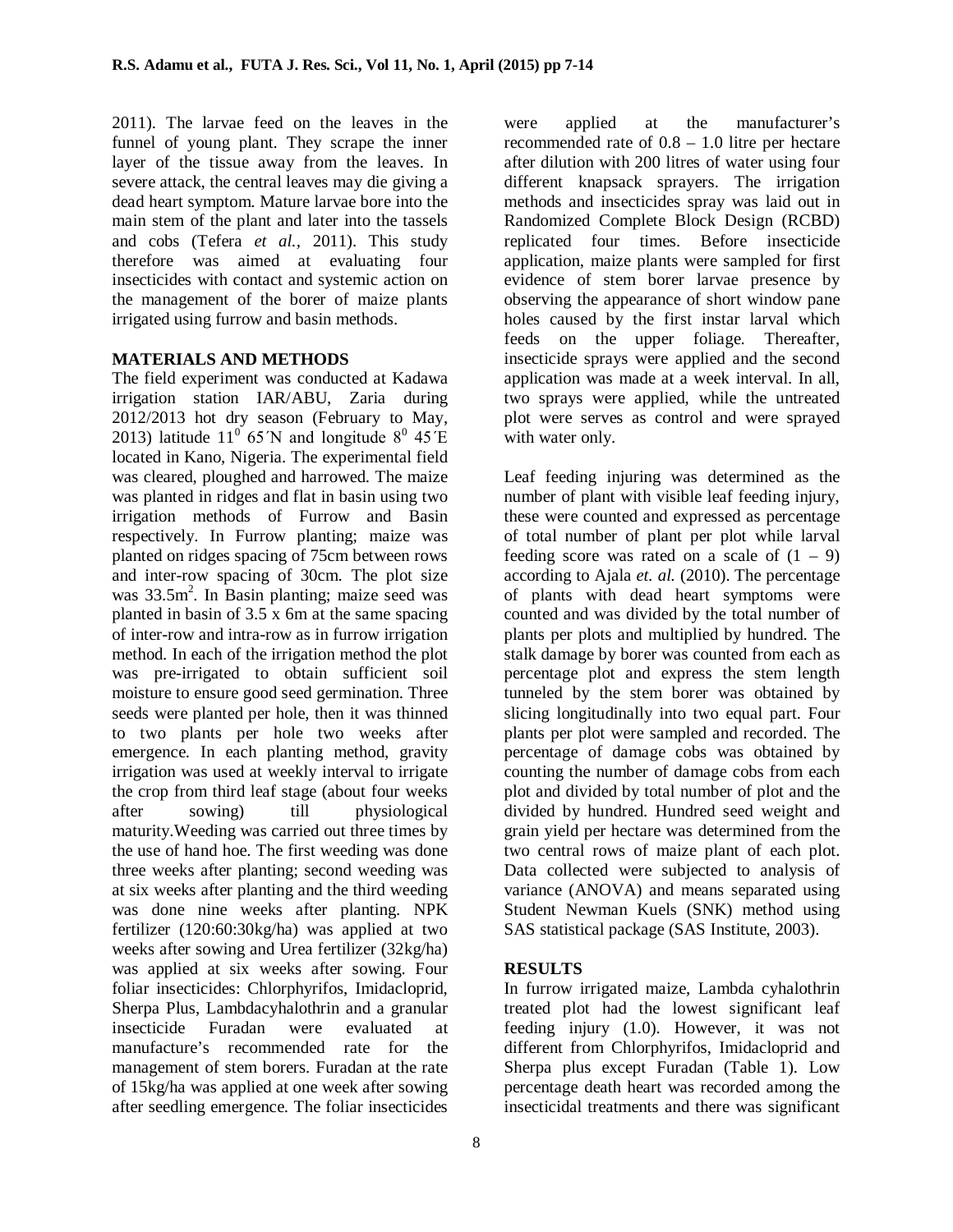2011). The larvae feed on the leaves in the funnel of young plant. They scrape the inner layer of the tissue away from the leaves. In severe attack, the central leaves may die giving a dead heart symptom. Mature larvae bore into the main stem of the plant and later into the tassels and cobs (Tefera *et al.,* 2011). This study therefore was aimed at evaluating four insecticides with contact and systemic action on the management of the borer of maize plants irrigated using furrow and basin methods.

## MATERIALS AND METHODS

The field experiment was conducted at Kadawa irrigation station IAR/ABU, Zaria during 2012/2013 hot dry season (February to May, 2013) latitude $11^0$ 65´N and longitude $8^0$ 45´E located in Kano, Nigeria. The experimental field was cleared, ploughed and harrowed. The maize was planted in ridges and flat in basin using two irrigation methods of Furrow and Basin respectively. In Furrow planting; maize was planted on ridges spacing of 75cm between rows and inter-row spacing of 30cm. The plot size was $33.5m^2$. In Basin planting; maize seed was planted in basin of 3.5 x 6m at the same spacing of inter-row and intra-row as in furrow irrigation method. In each of the irrigation method the plot was pre-irrigated to obtain sufficient soil moisture to ensure good seed germination. Three seeds were planted per hole, then it was thinned to two plants per hole two weeks after emergence. In each planting method, gravity irrigation was used at weekly interval to irrigate the crop from third leaf stage (about four weeks after sowing) till physiological maturity.Weeding was carried out three times by the use of hand hoe. The first weeding was done three weeks after planting; second weeding was at six weeks after planting and the third weeding was done nine weeks after planting. NPK fertilizer (120:60:30kg/ha) was applied at two weeks after sowing and Urea fertilizer (32kg/ha) was applied at six weeks after sowing. Four foliar insecticides: Chlorphyrifos, Imidacloprid, Sherpa Plus, Lambdacyhalothrin and a granular insecticide Furadan were evaluated at manufacture's recommended rate for the management of stem borers. Furadan at the rate of 15kg/ha was applied at one week after sowing after seedling emergence. The foliar insecticides were applied at the manufacturer's recommended rate of 0.8 – 1.0 litre per hectare after dilution with 200 litres of water using four different knapsack sprayers. The irrigation methods and insecticides spray was laid out in Randomized Complete Block Design (RCBD) replicated four times. Before insecticide application, maize plants were sampled for first evidence of stem borer larvae presence by observing the appearance of short window pane holes caused by the first instar larval which feeds on the upper foliage. Thereafter, insecticide sprays were applied and the second application was made at a week interval. In all, two sprays were applied, while the untreated plot were serves as control and were sprayed with water only.

Leaf feeding injuring was determined as the number of plant with visible leaf feeding injury, these were counted and expressed as percentage of total number of plant per plot while larval feeding score was rated on a scale of (1 – 9) according to Ajala *et. al.* (2010). The percentage of plants with dead heart symptoms were counted and was divided by the total number of plants per plots and multiplied by hundred. The stalk damage by borer was counted from each as percentage plot and express the stem length tunneled by the stem borer was obtained by slicing longitudinally into two equal part. Four plants per plot were sampled and recorded. The percentage of damage cobs was obtained by counting the number of damage cobs from each plot and divided by total number of plot and the divided by hundred. Hundred seed weight and grain yield per hectare was determined from the two central rows of maize plant of each plot. Data collected were subjected to analysis of variance (ANOVA) and means separated using Student Newman Kuels (SNK) method using SAS statistical package (SAS Institute, 2003).

## RESULTS

In furrow irrigated maize, Lambda cyhalothrin treated plot had the lowest significant leaf feeding injury (1.0). However, it was not different from Chlorphyrifos, Imidacloprid and Sherpa plus except Furadan (Table 1). Low percentage death heart was recorded among the insecticidal treatments and there was significant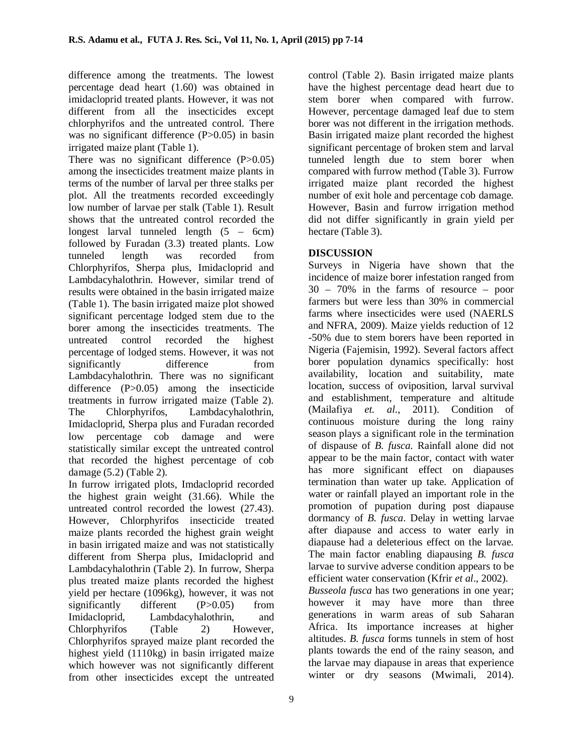difference among the treatments. The lowest percentage dead heart (1.60) was obtained in imidacloprid treated plants. However, it was not different from all the insecticides except chlorphyrifos and the untreated control. There was no significant difference (P>0.05) in basin irrigated maize plant (Table 1).

There was no significant difference (P>0.05) among the insecticides treatment maize plants in terms of the number of larval per three stalks per plot. All the treatments recorded exceedingly low number of larvae per stalk (Table 1). Result shows that the untreated control recorded the longest larval tunneled length (5 – 6cm) followed by Furadan (3.3) treated plants. Low tunneled length was recorded from Chlorphyrifos, Sherpa plus, Imidacloprid and Lambdacyhalothrin. However, similar trend of results were obtained in the basin irrigated maize (Table 1). The basin irrigated maize plot showed significant percentage lodged stem due to the borer among the insecticides treatments. The untreated control recorded the highest percentage of lodged stems. However, it was not significantly difference from Lambdacyhalothrin. There was no significant difference (P>0.05) among the insecticide treatments in furrow irrigated maize (Table 2). The Chlorphyrifos, Lambdacyhalothrin, Imidacloprid, Sherpa plus and Furadan recorded low percentage cob damage and were statistically similar except the untreated control that recorded the highest percentage of cob damage (5.2) (Table 2).

In furrow irrigated plots, Imdacloprid recorded the highest grain weight (31.66). While the untreated control recorded the lowest (27.43). However, Chlorphyrifos insecticide treated maize plants recorded the highest grain weight in basin irrigated maize and was not statistically different from Sherpa plus, Imidacloprid and Lambdacyhalothrin (Table 2). In furrow, Sherpa plus treated maize plants recorded the highest yield per hectare (1096kg), however, it was not significantly different (P>0.05) from Imidacloprid, Lambdacyhalothrin, and Chlorphyrifos (Table 2) However, Chlorphyrifos sprayed maize plant recorded the highest yield (1110kg) in basin irrigated maize which however was not significantly different from other insecticides except the untreated control (Table 2). Basin irrigated maize plants have the highest percentage dead heart due to stem borer when compared with furrow. However, percentage damaged leaf due to stem borer was not different in the irrigation methods. Basin irrigated maize plant recorded the highest significant percentage of broken stem and larval tunneled length due to stem borer when compared with furrow method (Table 3). Furrow irrigated maize plant recorded the highest number of exit hole and percentage cob damage. However, Basin and furrow irrigation method did not differ significantly in grain yield per hectare (Table 3).

## DISCUSSION

Surveys in Nigeria have shown that the incidence of maize borer infestation ranged from 30 – 70% in the farms of resource – poor farmers but were less than 30% in commercial farms where insecticides were used (NAERLS and NFRA, 2009). Maize yields reduction of 12 -50% due to stem borers have been reported in Nigeria (Fajemisin, 1992). Several factors affect borer population dynamics specifically: host availability, location and suitability, mate location, success of oviposition, larval survival and establishment, temperature and altitude (Mailafiya *et. al.*, 2011). Condition of continuous moisture during the long rainy season plays a significant role in the termination of dispause of *B. fusca*. Rainfall alone did not appear to be the main factor, contact with water has more significant effect on diapauses termination than water up take. Application of water or rainfall played an important role in the promotion of pupation during post diapause dormancy of *B. fusca*. Delay in wetting larvae after diapause and access to water early in diapause had a deleterious effect on the larvae. The main factor enabling diapausing *B. fusca* larvae to survive adverse condition appears to be efficient water conservation (Kfrir *et al*., 2002).

*Busseola fusca* has two generations in one year; however it may have more than three generations in warm areas of sub Saharan Africa. Its importance increases at higher altitudes. *B. fusca* forms tunnels in stem of host plants towards the end of the rainy season, and the larvae may diapause in areas that experience winter or dry seasons (Mwimali, 2014).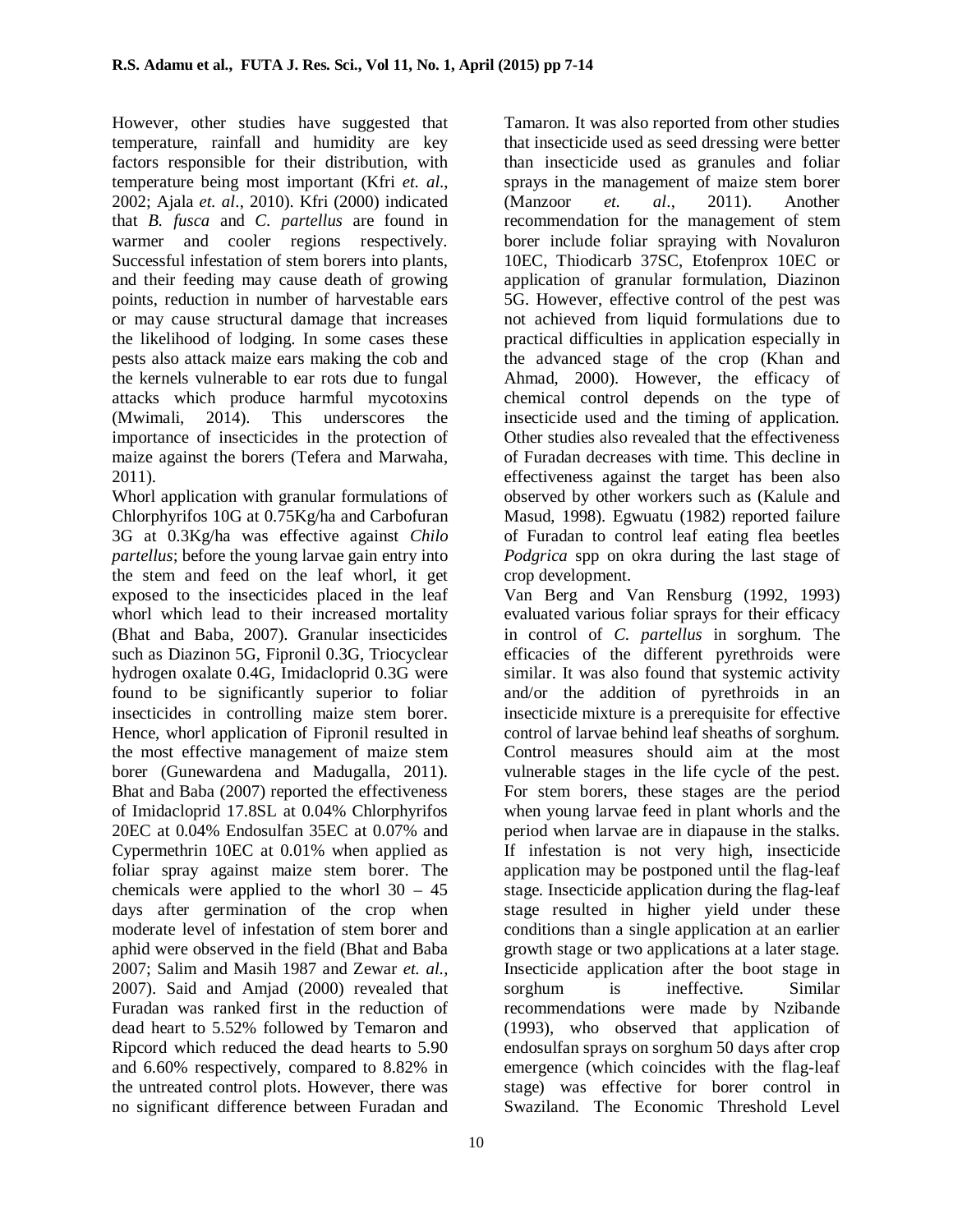However, other studies have suggested that temperature, rainfall and humidity are key factors responsible for their distribution, with temperature being most important (Kfri *et. al*., 2002; Ajala *et. al*., 2010). Kfri (2000) indicated that *B. fusca* and *C. partellus* are found in warmer and cooler regions respectively. Successful infestation of stem borers into plants, and their feeding may cause death of growing points, reduction in number of harvestable ears or may cause structural damage that increases the likelihood of lodging. In some cases these pests also attack maize ears making the cob and the kernels vulnerable to ear rots due to fungal attacks which produce harmful mycotoxins (Mwimali, 2014). This underscores the importance of insecticides in the protection of maize against the borers (Tefera and Marwaha, 2011).

Whorl application with granular formulations of Chlorphyrifos 10G at 0.75Kg/ha and Carbofuran 3G at 0.3Kg/ha was effective against *Chilo partellus*; before the young larvae gain entry into the stem and feed on the leaf whorl, it get exposed to the insecticides placed in the leaf whorl which lead to their increased mortality (Bhat and Baba, 2007). Granular insecticides such as Diazinon 5G, Fipronil 0.3G, Triocyclear hydrogen oxalate 0.4G, Imidacloprid 0.3G were found to be significantly superior to foliar insecticides in controlling maize stem borer. Hence, whorl application of Fipronil resulted in the most effective management of maize stem borer (Gunewardena and Madugalla, 2011). Bhat and Baba (2007) reported the effectiveness of Imidacloprid 17.8SL at 0.04% Chlorphyrifos 20EC at 0.04% Endosulfan 35EC at 0.07% and Cypermethrin 10EC at 0.01% when applied as foliar spray against maize stem borer. The chemicals were applied to the whorl 30 – 45 days after germination of the crop when moderate level of infestation of stem borer and aphid were observed in the field (Bhat and Baba 2007; Salim and Masih 1987 and Zewar *et. al.*, 2007). Said and Amjad (2000) revealed that Furadan was ranked first in the reduction of dead heart to 5.52% followed by Temaron and Ripcord which reduced the dead hearts to 5.90 and 6.60% respectively, compared to 8.82% in the untreated control plots. However, there was no significant difference between Furadan and Tamaron. It was also reported from other studies that insecticide used as seed dressing were better than insecticide used as granules and foliar sprays in the management of maize stem borer (Manzoor *et. al*., 2011). Another recommendation for the management of stem borer include foliar spraying with Novaluron 10EC, Thiodicarb 37SC, Etofenprox 10EC or application of granular formulation, Diazinon 5G. However, effective control of the pest was not achieved from liquid formulations due to practical difficulties in application especially in the advanced stage of the crop (Khan and Ahmad, 2000). However, the efficacy of chemical control depends on the type of insecticide used and the timing of application. Other studies also revealed that the effectiveness of Furadan decreases with time. This decline in effectiveness against the target has been also observed by other workers such as (Kalule and Masud, 1998). Egwuatu (1982) reported failure of Furadan to control leaf eating flea beetles *Podgrica* spp on okra during the last stage of crop development.

Van Berg and Van Rensburg (1992, 1993) evaluated various foliar sprays for their efficacy in control of *C. partellus* in sorghum. The efficacies of the different pyrethroids were similar. It was also found that systemic activity and/or the addition of pyrethroids in an insecticide mixture is a prerequisite for effective control of larvae behind leaf sheaths of sorghum. Control measures should aim at the most vulnerable stages in the life cycle of the pest. For stem borers, these stages are the period when young larvae feed in plant whorls and the period when larvae are in diapause in the stalks. If infestation is not very high, insecticide application may be postponed until the flag-leaf stage. Insecticide application during the flag-leaf stage resulted in higher yield under these conditions than a single application at an earlier growth stage or two applications at a later stage. Insecticide application after the boot stage in sorghum is ineffective. Similar recommendations were made by Nzibande (1993), who observed that application of endosulfan sprays on sorghum 50 days after crop emergence (which coincides with the flag-leaf stage) was effective for borer control in Swaziland. The Economic Threshold Level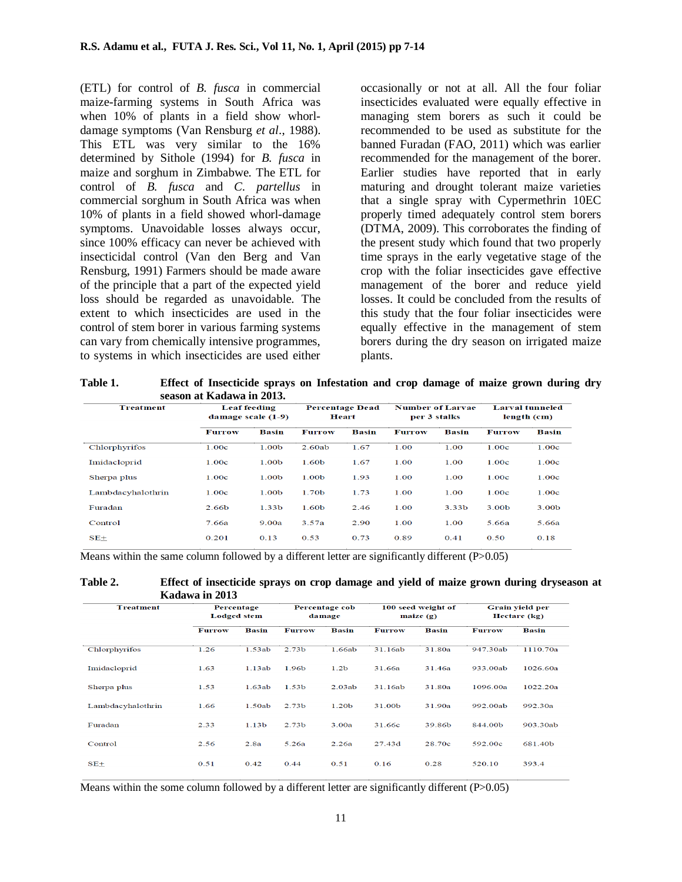(ETL) for control of *B. fusca* in commercial maize-farming systems in South Africa was when 10% of plants in a field show whorl-damage symptoms (Van Rensburg *et al*., 1988). This ETL was very similar to the 16% determined by Sithole (1994) for *B. fusca* in maize and sorghum in Zimbabwe. The ETL for control of *B. fusca* and *C. partellus* in commercial sorghum in South Africa was when 10% of plants in a field showed whorl-damage symptoms. Unavoidable losses always occur, since 100% efficacy can never be achieved with insecticidal control (Van den Berg and Van Rensburg, 1991) Farmers should be made aware of the principle that a part of the expected yield loss should be regarded as unavoidable. The extent to which insecticides are used in the control of stem borer in various farming systems can vary from chemically intensive programmes, to systems in which insecticides are used either occasionally or not at all. All the four foliar insecticides evaluated were equally effective in managing stem borers as such it could be recommended to be used as substitute for the banned Furadan (FAO, 2011) which was earlier recommended for the management of the borer. Earlier studies have reported that in early maturing and drought tolerant maize varieties that a single spray with Cypermethrin 10EC properly timed adequately control stem borers (DTMA, 2009). This corroborates the finding of the present study which found that two properly time sprays in the early vegetative stage of the crop with the foliar insecticides gave effective management of the borer and reduce yield losses. It could be concluded from the results of this study that the four foliar insecticides were equally effective in the management of stem borers during the dry season on irrigated maize plants.

**Table 1. Effect of Insecticide sprays on Infestation and crop damage of maize grown during dry season at Kadawa in 2013.**

| Treatment | Leaf feeding damage scale (1-9) | | Percentage Dead Heart | | Number of Larvae per 3 stalks | | Larval tunneled length (cm) | |
|---|---|---|---|---|---|---|---|---|
| | Furrow | Basin | Furrow | Basin | Furrow | Basin | Furrow | Basin |
| Chlorphyrifos | 1.00c | 1.00b | 2.60ab | 1.67 | 1.00 | 1.00 | 1.00c | 1.00c |
| Imidacloprid | 1.00c | 1.00b | 1.60b | 1.67 | 1.00 | 1.00 | 1.00c | 1.00c |
| Sherpa plus | 1.00c | 1.00b | 1.00b | 1.93 | 1.00 | 1.00 | 1.00c | 1.00c |
| Lambdacyhalothrin | 1.00c | 1.00b | 1.70b | 1.73 | 1.00 | 1.00 | 1.00c | 1.00c |
| Furadan | 2.66b | 1.33b | 1.60b | 2.46 | 1.00 | 3.33b | 3.00b | 3.00b |
| Control | 7.66a | 9.00a | 3.57a | 2.90 | 1.00 | 1.00 | 5.66a | 5.66a |
| SE± | 0.201 | 0.13 | 0.53 | 0.73 | 0.89 | 0.41 | 0.50 | 0.18 |

Means within the same column followed by a different letter are significantly different (P>0.05)

**Table 2. Effect of insecticide sprays on crop damage and yield of maize grown during dryseason at Kadawa in 2013**

| Treatment | Percentage Lodged stem | | Percentage cob damage | | 100 seed weight of maize (g) | | Grain yield per Hectare (kg) | |
|---|---|---|---|---|---|---|---|---|
| | Furrow | Basin | Furrow | Basin | Furrow | Basin | Furrow | Basin |
| Chlorphyrifos | 1.26 | 1.53ab | 2.73b | 1.66ab | 31.16ab | 31.80a | 947.30ab | 1110.70a |
| Imidacloprid | 1.63 | 1.13ab | 1.96b | 1.2b | 31.66a | 31.46a | 933.00ab | 1026.60a |
| Sherpa plus | 1.53 | 1.63ab | 1.53b | 2.03ab | 31.16ab | 31.80a | 1096.00a | 1022.20a |
| Lambdacyhalothrin | 1.66 | 1.50ab | 2.73b | 1.20b | 31.00b | 31.90a | 992.00ab | 992.30a |
| Furadan | 2.33 | 1.13b | 2.73b | 3.00a | 31.66c | 39.86b | 844.00b | 903.30ab |
| Control | 2.56 | 2.8a | 5.26a | 2.26a | 27.43d | 28.70c | 592.00c | 681.40b |
| SE± | 0.51 | 0.42 | 0.44 | 0.51 | 0.16 | 0.28 | 520.10 | 393.4 |

Means within the some column followed by a different letter are significantly different (P>0.05)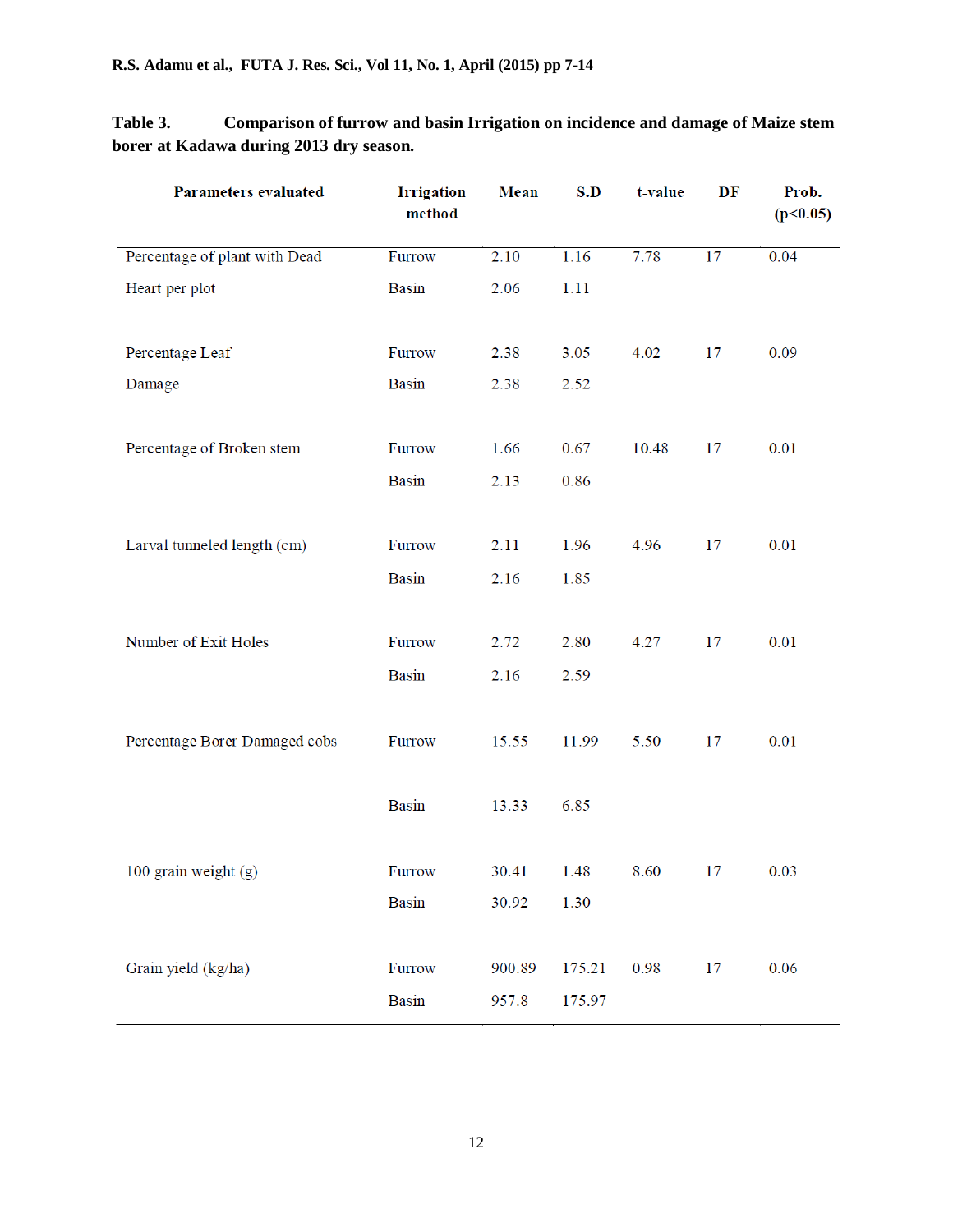**Table 3. Comparison of furrow and basin Irrigation on incidence and damage of Maize stem borer at Kadawa during 2013 dry season.**

| Parameters evaluated | Irrigation method | Mean | S.D | t-value | DF | Prob. ($p<0.05$) |
|---|---|---|---|---|---|---|
| Percentage of plant with Dead Heart per plot | Furrow | 2.10 | 1.16 | 7.78 | 17 | 0.04 |
| | Basin | 2.06 | 1.11 | | | |
| Percentage Leaf Damage | Furrow | 2.38 | 3.05 | 4.02 | 17 | 0.09 |
| | Basin | 2.38 | 2.52 | | | |
| Percentage of Broken stem | Furrow | 1.66 | 0.67 | 10.48 | 17 | 0.01 |
| | Basin | 2.13 | 0.86 | | | |
| Larval tunneled length (cm) | Furrow | 2.11 | 1.96 | 4.96 | 17 | 0.01 |
| | Basin | 2.16 | 1.85 | | | |
| Number of Exit Holes | Furrow | 2.72 | 2.80 | 4.27 | 17 | 0.01 |
| | Basin | 2.16 | 2.59 | | | |
| Percentage Borer Damaged cobs | Furrow | 15.55 | 11.99 | 5.50 | 17 | 0.01 |
| | Basin | 13.33 | 6.85 | | | |
| 100 grain weight (g) | Furrow | 30.41 | 1.48 | 8.60 | 17 | 0.03 |
| | Basin | 30.92 | 1.30 | | | |
| Grain yield (kg/ha) | Furrow | 900.89 | 175.21 | 0.98 | 17 | 0.06 |
| | Basin | 957.8 | 175.97 | | | |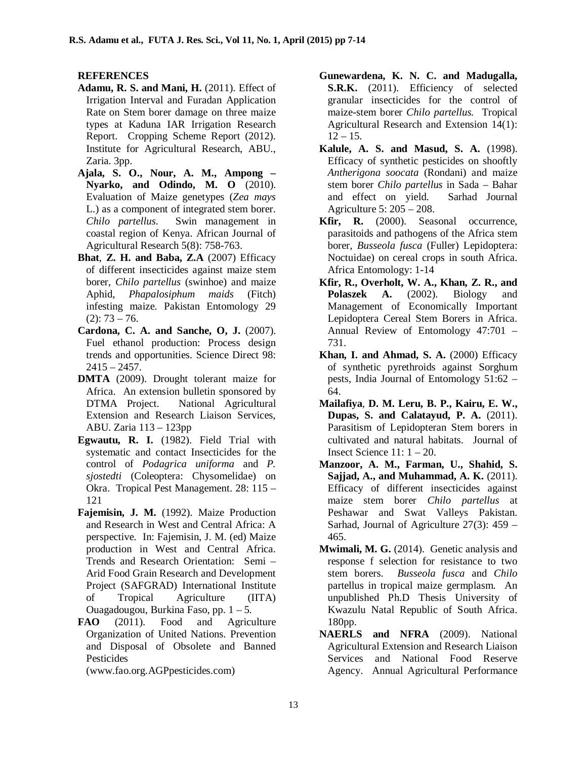## REFERENCES

**Adamu, R. S. and Mani, H.** (2011). Effect of Irrigation Interval and Furadan Application Rate on Stem borer damage on three maize types at Kaduna IAR Irrigation Research Report. Cropping Scheme Report (2012). Institute for Agricultural Research, ABU., Zaria. 3pp.

**Ajala, S. O., Nour, A. M., Ampong – Nyarko, and Odindo, M. O** (2010). Evaluation of Maize genetypes (*Zea mays* L.) as a component of integrated stem borer. *Chilo partellus.* Swin management in coastal region of Kenya. African Journal of Agricultural Research 5(8): 758-763.

**Bhat**, **Z. H. and Baba, Z.A** (2007) Efficacy of different insecticides against maize stem borer, *Chilo partellus* (swinhoe) and maize Aphid, *Phapalosiphum maids* (Fitch) infesting maize. Pakistan Entomology 29 (2): 73 – 76.

**Cardona, C. A. and Sanche, O, J.** (2007). Fuel ethanol production: Process design trends and opportunities. Science Direct 98: 2415 – 2457.

**DMTA** (2009). Drought tolerant maize for Africa. An extension bulletin sponsored by DTMA Project. National Agricultural Extension and Research Liaison Services, ABU. Zaria 113 – 123pp

**Egwautu, R. I.** (1982). Field Trial with systematic and contact Insecticides for the control of *Podagrica uniforma* and *P. sjostedti* (Coleoptera: Chysomelidae) on Okra. Tropical Pest Management. 28: 115 – 121

**Fajemisin, J. M.** (1992). Maize Production and Research in West and Central Africa: A perspective. In: Fajemisin, J. M. (ed) Maize production in West and Central Africa. Trends and Research Orientation: Semi – Arid Food Grain Research and Development Project (SAFGRAD) International Institute of Tropical Agriculture (IITA) Ouagadougou, Burkina Faso, pp. 1 – 5.

**FAO** (2011). Food and Agriculture Organization of United Nations. Prevention and Disposal of Obsolete and Banned Pesticides (www.fao.org.AGPpesticides.com)

**Gunewardena, K. N. C. and Madugalla, S.R.K.** (2011). Efficiency of selected granular insecticides for the control of maize-stem borer *Chilo partellus.* Tropical Agricultural Research and Extension 14(1): 12 – 15.

**Kalule, A. S. and Masud, S. A.** (1998). Efficacy of synthetic pesticides on shooftly *Antherigona soocata* (Rondani) and maize stem borer *Chilo partellus* in Sada – Bahar and effect on yield. Sarhad Journal Agriculture 5: 205 – 208.

**Kfir, R.** (2000). Seasonal occurrence, parasitoids and pathogens of the Africa stem borer, *Busseola fusca* (Fuller) Lepidoptera: Noctuidae) on cereal crops in south Africa. Africa Entomology: 1-14

**Kfir, R., Overholt, W. A., Khan, Z. R., and Polaszek A.** (2002). Biology and Management of Economically Important Lepidoptera Cereal Stem Borers in Africa. Annual Review of Entomology 47:701 – 731.

**Khan, I. and Ahmad, S. A.** (2000) Efficacy of synthetic pyrethroids against Sorghum pests, India Journal of Entomology 51:62 – 64.

**Mailafiya**, **D. M. Leru, B. P., Kairu, E. W., Dupas, S. and Calatayud, P. A.** (2011). Parasitism of Lepidopteran Stem borers in cultivated and natural habitats. Journal of Insect Science 11: 1 – 20.

**Manzoor, A. M., Farman, U., Shahid, S. Sajjad, A., and Muhammad, A. K.** (2011). Efficacy of different insecticides against maize stem borer *Chilo partellus* at Peshawar and Swat Valleys Pakistan. Sarhad, Journal of Agriculture 27(3): 459 – 465.

**Mwimali, M. G.** (2014). Genetic analysis and response f selection for resistance to two stem borers. *Busseola fusca* and *Chilo* partellus in tropical maize germplasm. An unpublished Ph.D Thesis University of Kwazulu Natal Republic of South Africa. 180pp.

**NAERLS and NFRA** (2009). National Agricultural Extension and Research Liaison Services and National Food Reserve Agency. Annual Agricultural Performance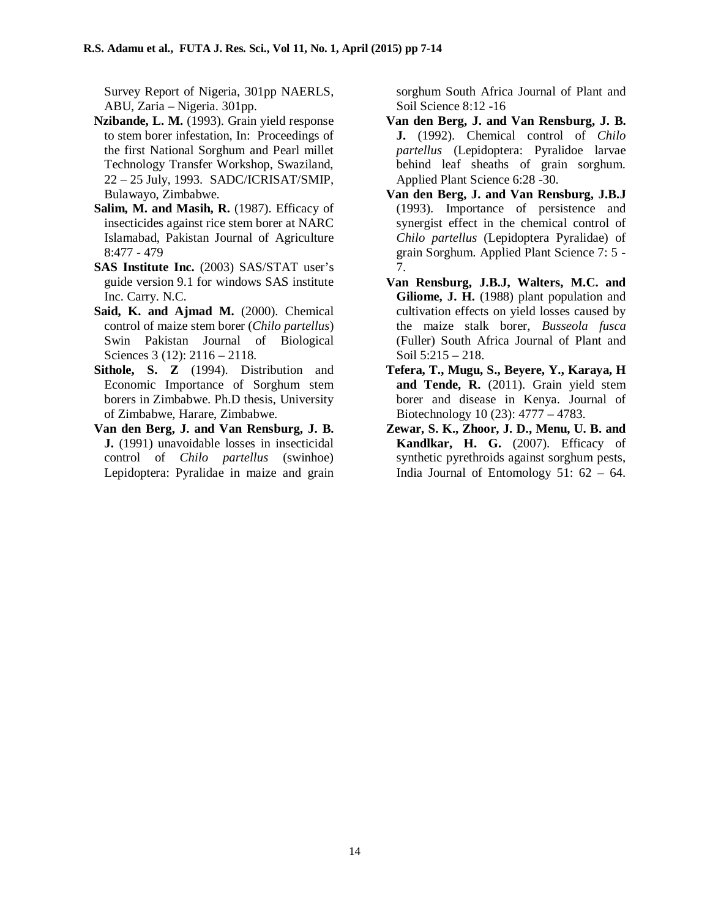Survey Report of Nigeria, 301pp NAERLS, ABU, Zaria – Nigeria. 301pp.

**Nzibande, L. M.** (1993). Grain yield response to stem borer infestation, In: Proceedings of the first National Sorghum and Pearl millet Technology Transfer Workshop, Swaziland, 22 – 25 July, 1993. SADC/ICRISAT/SMIP, Bulawayo, Zimbabwe.

**Salim, M. and Masih, R.** (1987). Efficacy of insecticides against rice stem borer at NARC Islamabad, Pakistan Journal of Agriculture 8:477 - 479

**SAS Institute Inc.** (2003) SAS/STAT user's guide version 9.1 for windows SAS institute Inc. Carry. N.C.

**Said, K. and Ajmad M.** (2000). Chemical control of maize stem borer (*Chilo partellus*) Swin Pakistan Journal of Biological Sciences 3 (12): 2116 – 2118.

**Sithole, S. Z** (1994). Distribution and Economic Importance of Sorghum stem borers in Zimbabwe. Ph.D thesis, University of Zimbabwe, Harare, Zimbabwe.

**Van den Berg, J. and Van Rensburg, J. B. J.** (1991) unavoidable losses in insecticidal control of *Chilo partellus* (swinhoe) Lepidoptera: Pyralidae in maize and grain sorghum South Africa Journal of Plant and Soil Science 8:12 -16

**Van den Berg, J. and Van Rensburg, J. B. J.** (1992). Chemical control of *Chilo partellus* (Lepidoptera: Pyralidoe larvae behind leaf sheaths of grain sorghum. Applied Plant Science 6:28 -30.

**Van den Berg, J. and Van Rensburg, J.B.J** (1993). Importance of persistence and synergist effect in the chemical control of *Chilo partellus* (Lepidoptera Pyralidae) of grain Sorghum. Applied Plant Science 7: 5 - 7.

**Van Rensburg, J.B.J, Walters, M.C. and Giliome, J. H.** (1988) plant population and cultivation effects on yield losses caused by the maize stalk borer, *Busseola fusca* (Fuller) South Africa Journal of Plant and Soil 5:215 – 218.

**Tefera, T., Mugu, S., Beyere, Y., Karaya, H and Tende, R.** (2011). Grain yield stem borer and disease in Kenya. Journal of Biotechnology 10 (23): 4777 – 4783.

**Zewar, S. K., Zhoor, J. D., Menu, U. B. and Kandlkar, H. G.** (2007). Efficacy of synthetic pyrethroids against sorghum pests, India Journal of Entomology 51: 62 – 64.